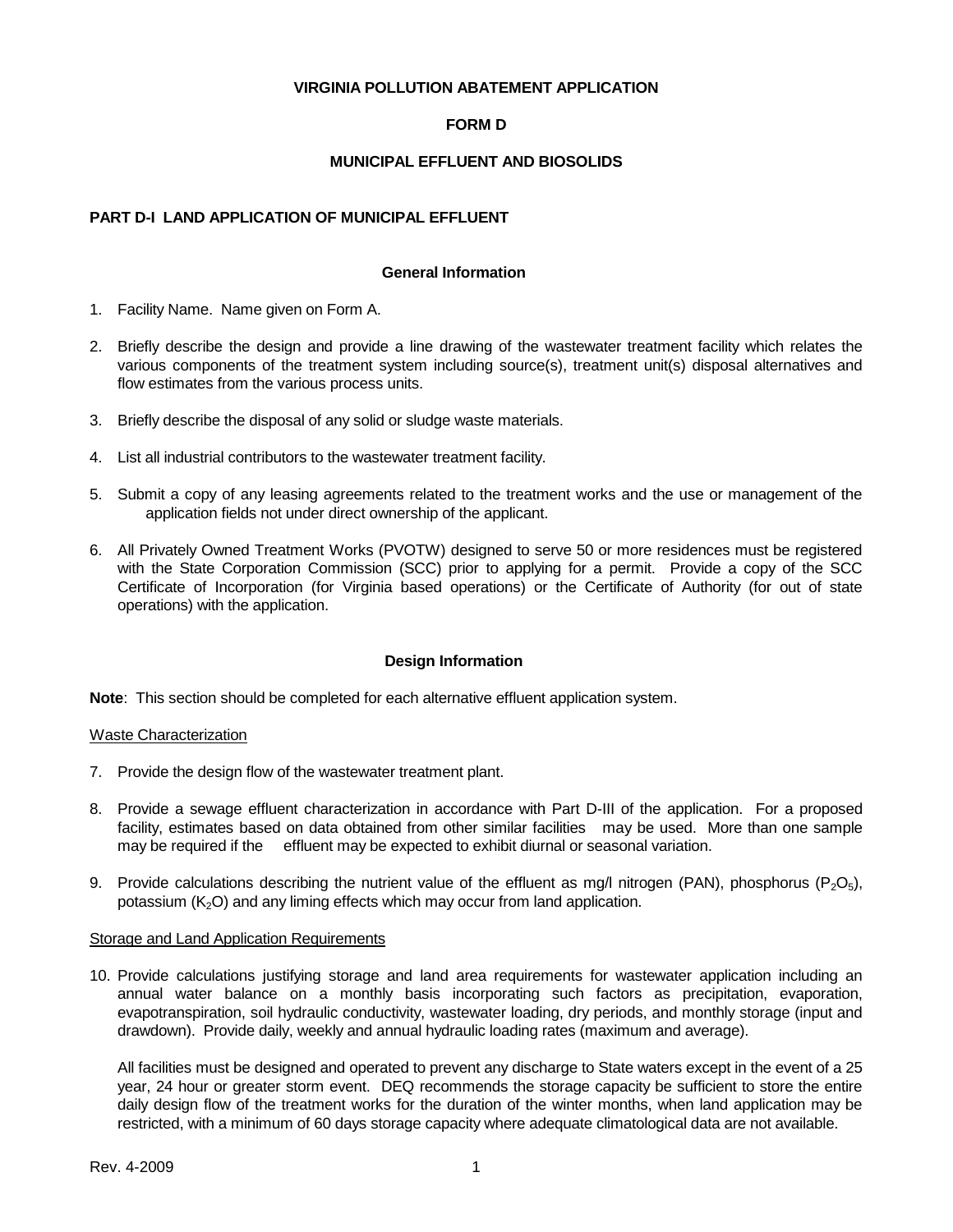# VIRGINIA POLLUTION ABATEMENT APPLICATION

## FORM D

## MUNICIPAL EFFLUENT AND BIOSOLIDS

### PART D-I LAND APPLICATION OF MUNICIPAL EFFLUENT

#### General Information

1. Facility Name. Name given on Form A.

2. Briefly describe the design and provide a line drawing of the wastewater treatment facility which relates the various components of the treatment system including source(s), treatment unit(s) disposal alternatives and flow estimates from the various process units.

3. Briefly describe the disposal of any solid or sludge waste materials.

4. List all industrial contributors to the wastewater treatment facility.

5. Submit a copy of any leasing agreements related to the treatment works and the use or management of the application fields not under direct ownership of the applicant.

6. All Privately Owned Treatment Works (PVOTW) designed to serve 50 or more residences must be registered with the State Corporation Commission (SCC) prior to applying for a permit. Provide a copy of the SCC Certificate of Incorporation (for Virginia based operations) or the Certificate of Authority (for out of state operations) with the application.

#### Design Information

**Note**: This section should be completed for each alternative effluent application system.

Waste Characterization

7. Provide the design flow of the wastewater treatment plant.

8. Provide a sewage effluent characterization in accordance with Part D-III of the application. For a proposed facility, estimates based on data obtained from other similar facilities may be used. More than one sample may be required if the effluent may be expected to exhibit diurnal or seasonal variation.

9. Provide calculations describing the nutrient value of the effluent as mg/l nitrogen (PAN), phosphorus ($P_2O_5$), potassium ($K_2O$) and any liming effects which may occur from land application.

Storage and Land Application Requirements

10. Provide calculations justifying storage and land area requirements for wastewater application including an annual water balance on a monthly basis incorporating such factors as precipitation, evaporation, evapotranspiration, soil hydraulic conductivity, wastewater loading, dry periods, and monthly storage (input and drawdown). Provide daily, weekly and annual hydraulic loading rates (maximum and average).

    All facilities must be designed and operated to prevent any discharge to State waters except in the event of a 25 year, 24 hour or greater storm event. DEQ recommends the storage capacity be sufficient to store the entire daily design flow of the treatment works for the duration of the winter months, when land application may be restricted, with a minimum of 60 days storage capacity where adequate climatological data are not available.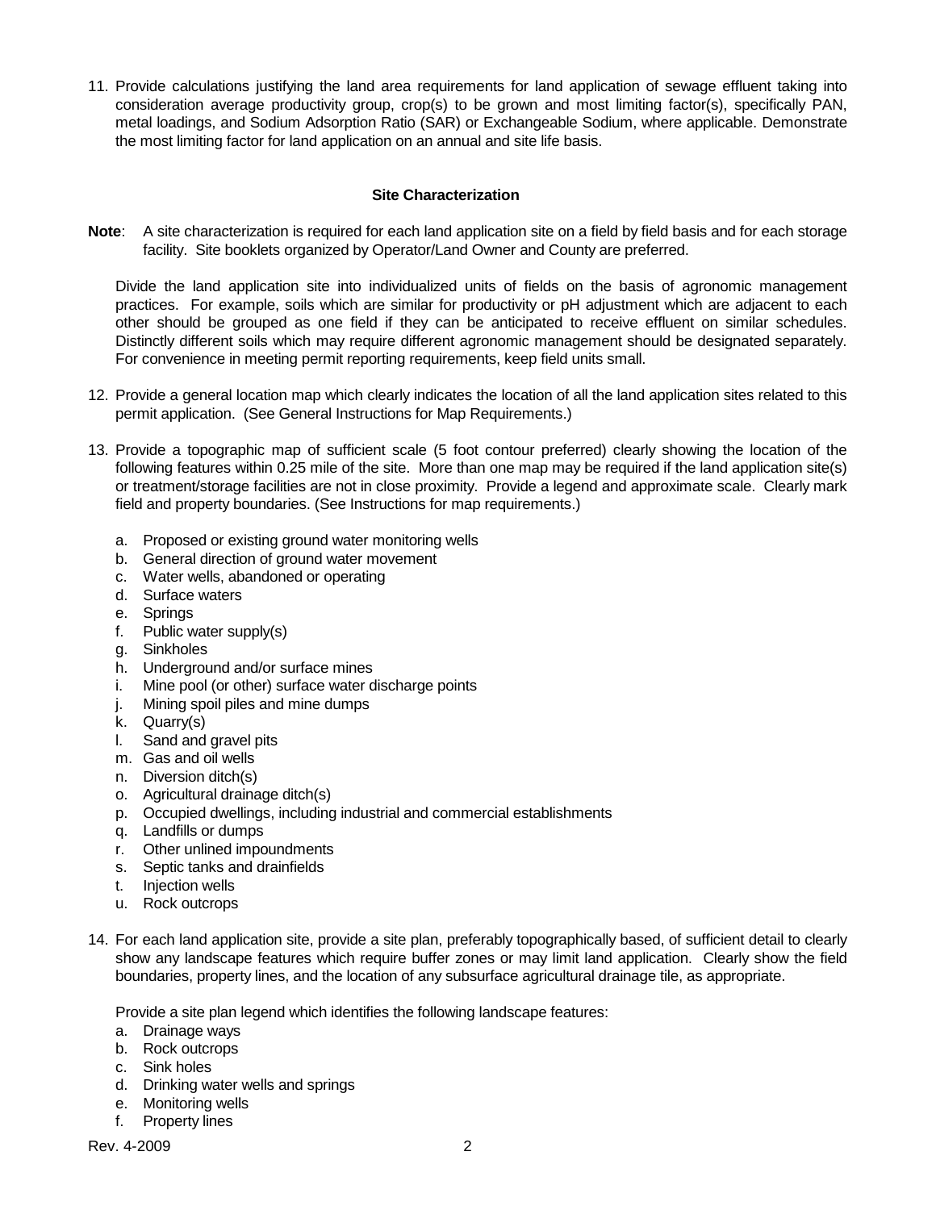11. Provide calculations justifying the land area requirements for land application of sewage effluent taking into consideration average productivity group, crop(s) to be grown and most limiting factor(s), specifically PAN, metal loadings, and Sodium Adsorption Ratio (SAR) or Exchangeable Sodium, where applicable. Demonstrate the most limiting factor for land application on an annual and site life basis.

### Site Characterization

**Note**: A site characterization is required for each land application site on a field by field basis and for each storage facility. Site booklets organized by Operator/Land Owner and County are preferred.

Divide the land application site into individualized units of fields on the basis of agronomic management practices. For example, soils which are similar for productivity or pH adjustment which are adjacent to each other should be grouped as one field if they can be anticipated to receive effluent on similar schedules. Distinctly different soils which may require different agronomic management should be designated separately. For convenience in meeting permit reporting requirements, keep field units small.

12. Provide a general location map which clearly indicates the location of all the land application sites related to this permit application. (See General Instructions for Map Requirements.)

13. Provide a topographic map of sufficient scale (5 foot contour preferred) clearly showing the location of the following features within 0.25 mile of the site. More than one map may be required if the land application site(s) or treatment/storage facilities are not in close proximity. Provide a legend and approximate scale. Clearly mark field and property boundaries. (See Instructions for map requirements.)

    a. Proposed or existing ground water monitoring wells
    b. General direction of ground water movement
    c. Water wells, abandoned or operating
    d. Surface waters
    e. Springs
    f. Public water supply(s)
    g. Sinkholes
    h. Underground and/or surface mines
    i. Mine pool (or other) surface water discharge points
    j. Mining spoil piles and mine dumps
    k. Quarry(s)
    l. Sand and gravel pits
    m. Gas and oil wells
    n. Diversion ditch(s)
    o. Agricultural drainage ditch(s)
    p. Occupied dwellings, including industrial and commercial establishments
    q. Landfills or dumps
    r. Other unlined impoundments
    s. Septic tanks and drainfields
    t. Injection wells
    u. Rock outcrops

14. For each land application site, provide a site plan, preferably topographically based, of sufficient detail to clearly show any landscape features which require buffer zones or may limit land application. Clearly show the field boundaries, property lines, and the location of any subsurface agricultural drainage tile, as appropriate.

    Provide a site plan legend which identifies the following landscape features:
    a. Drainage ways
    b. Rock outcrops
    c. Sink holes
    d. Drinking water wells and springs
    e. Monitoring wells
    f. Property lines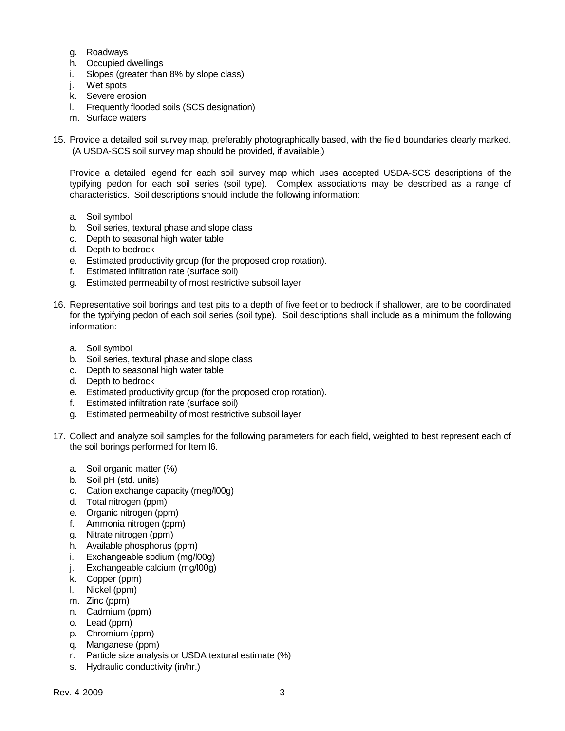g. Roadways
h. Occupied dwellings
i. Slopes (greater than 8% by slope class)
j. Wet spots
k. Severe erosion
l. Frequently flooded soils (SCS designation)
m. Surface waters

15. Provide a detailed soil survey map, preferably photographically based, with the field boundaries clearly marked. (A USDA-SCS soil survey map should be provided, if available.)

    Provide a detailed legend for each soil survey map which uses accepted USDA-SCS descriptions of the typifying pedon for each soil series (soil type). Complex associations may be described as a range of characteristics. Soil descriptions should include the following information:

    a. Soil symbol
    b. Soil series, textural phase and slope class
    c. Depth to seasonal high water table
    d. Depth to bedrock
    e. Estimated productivity group (for the proposed crop rotation).
    f. Estimated infiltration rate (surface soil)
    g. Estimated permeability of most restrictive subsoil layer

16. Representative soil borings and test pits to a depth of five feet or to bedrock if shallower, are to be coordinated for the typifying pedon of each soil series (soil type). Soil descriptions shall include as a minimum the following information:

    a. Soil symbol
    b. Soil series, textural phase and slope class
    c. Depth to seasonal high water table
    d. Depth to bedrock
    e. Estimated productivity group (for the proposed crop rotation).
    f. Estimated infiltration rate (surface soil)
    g. Estimated permeability of most restrictive subsoil layer

17. Collect and analyze soil samples for the following parameters for each field, weighted to best represent each of the soil borings performed for Item l6.

    a. Soil organic matter (%)
    b. Soil pH (std. units)
    c. Cation exchange capacity (meg/l00g)
    d. Total nitrogen (ppm)
    e. Organic nitrogen (ppm)
    f. Ammonia nitrogen (ppm)
    g. Nitrate nitrogen (ppm)
    h. Available phosphorus (ppm)
    i. Exchangeable sodium (mg/l00g)
    j. Exchangeable calcium (mg/l00g)
    k. Copper (ppm)
    l. Nickel (ppm)
    m. Zinc (ppm)
    n. Cadmium (ppm)
    o. Lead (ppm)
    p. Chromium (ppm)
    q. Manganese (ppm)
    r. Particle size analysis or USDA textural estimate (%)
    s. Hydraulic conductivity (in/hr.)

Rev. 4-2009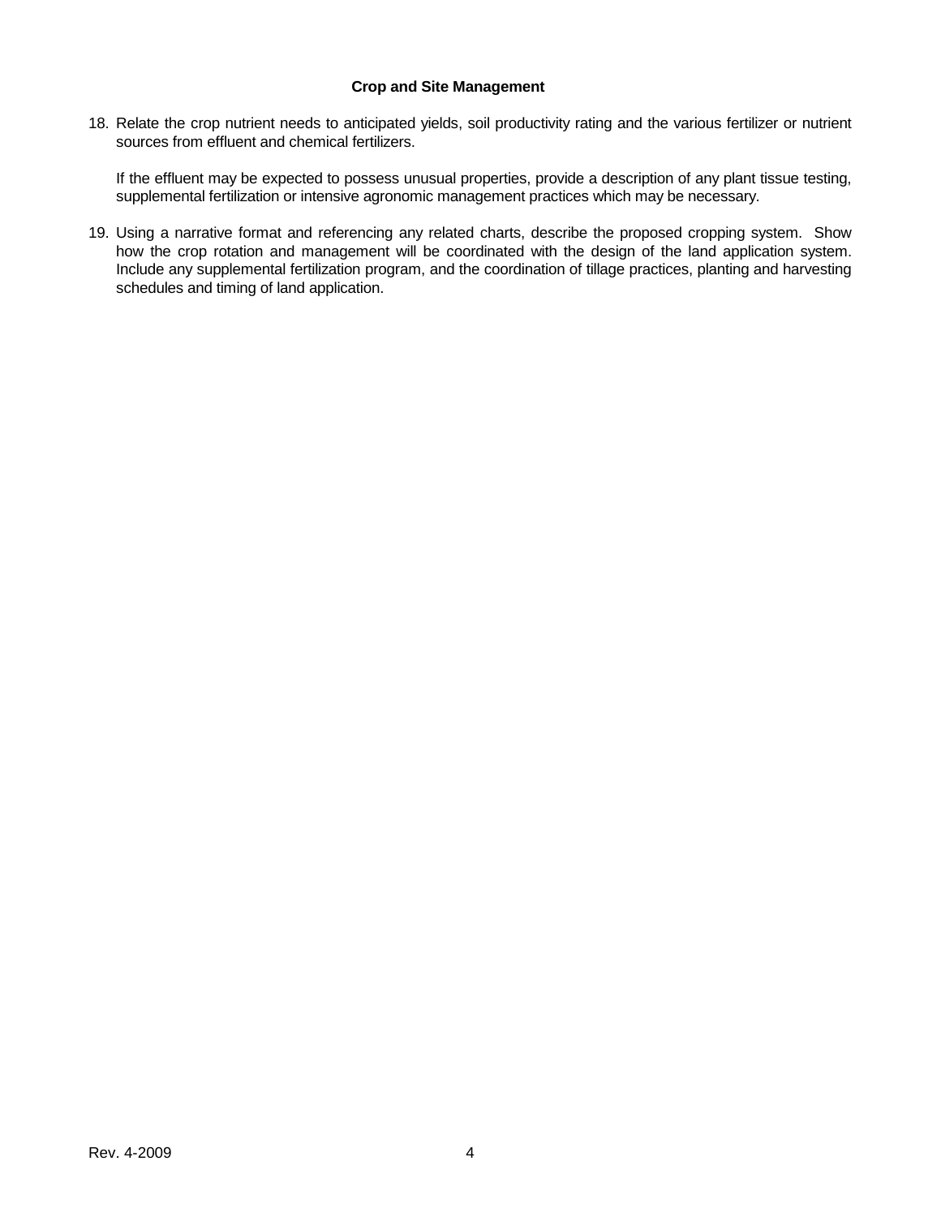### Crop and Site Management

18. Relate the crop nutrient needs to anticipated yields, soil productivity rating and the various fertilizer or nutrient sources from effluent and chemical fertilizers.

    If the effluent may be expected to possess unusual properties, provide a description of any plant tissue testing, supplemental fertilization or intensive agronomic management practices which may be necessary.

19. Using a narrative format and referencing any related charts, describe the proposed cropping system. Show how the crop rotation and management will be coordinated with the design of the land application system. Include any supplemental fertilization program, and the coordination of tillage practices, planting and harvesting schedules and timing of land application.